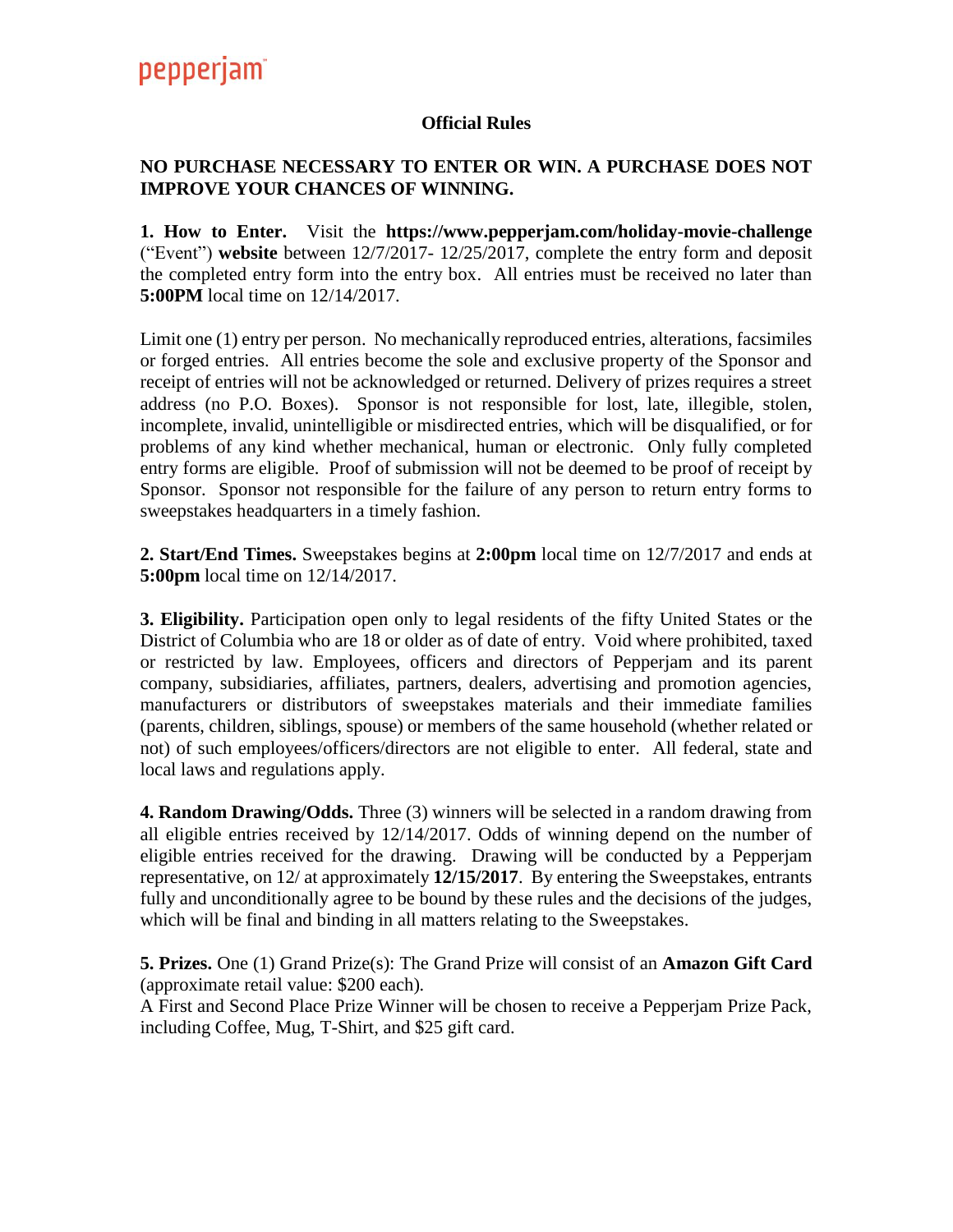pepperjam

# Official Rules

**NO PURCHASE NECESSARY TO ENTER OR WIN. A PURCHASE DOES NOT IMPROVE YOUR CHANCES OF WINNING.**

**1. How to Enter.** Visit the **https://www.pepperjam.com/holiday-movie-challenge** ("Event") **website** between 12/7/2017- 12/25/2017, complete the entry form and deposit the completed entry form into the entry box. All entries must be received no later than **5:00PM** local time on 12/14/2017.

Limit one (1) entry per person. No mechanically reproduced entries, alterations, facsimiles or forged entries. All entries become the sole and exclusive property of the Sponsor and receipt of entries will not be acknowledged or returned. Delivery of prizes requires a street address (no P.O. Boxes). Sponsor is not responsible for lost, late, illegible, stolen, incomplete, invalid, unintelligible or misdirected entries, which will be disqualified, or for problems of any kind whether mechanical, human or electronic. Only fully completed entry forms are eligible. Proof of submission will not be deemed to be proof of receipt by Sponsor. Sponsor not responsible for the failure of any person to return entry forms to sweepstakes headquarters in a timely fashion.

**2. Start/End Times.** Sweepstakes begins at **2:00pm** local time on 12/7/2017 and ends at **5:00pm** local time on 12/14/2017.

**3. Eligibility.** Participation open only to legal residents of the fifty United States or the District of Columbia who are 18 or older as of date of entry. Void where prohibited, taxed or restricted by law. Employees, officers and directors of Pepperjam and its parent company, subsidiaries, affiliates, partners, dealers, advertising and promotion agencies, manufacturers or distributors of sweepstakes materials and their immediate families (parents, children, siblings, spouse) or members of the same household (whether related or not) of such employees/officers/directors are not eligible to enter. All federal, state and local laws and regulations apply.

**4. Random Drawing/Odds.** Three (3) winners will be selected in a random drawing from all eligible entries received by 12/14/2017. Odds of winning depend on the number of eligible entries received for the drawing. Drawing will be conducted by a Pepperjam representative, on 12/ at approximately **12/15/2017**. By entering the Sweepstakes, entrants fully and unconditionally agree to be bound by these rules and the decisions of the judges, which will be final and binding in all matters relating to the Sweepstakes.

**5. Prizes.** One (1) Grand Prize(s): The Grand Prize will consist of an **Amazon Gift Card** (approximate retail value: $200 each).
A First and Second Place Prize Winner will be chosen to receive a Pepperjam Prize Pack, including Coffee, Mug, T-Shirt, and $25 gift card.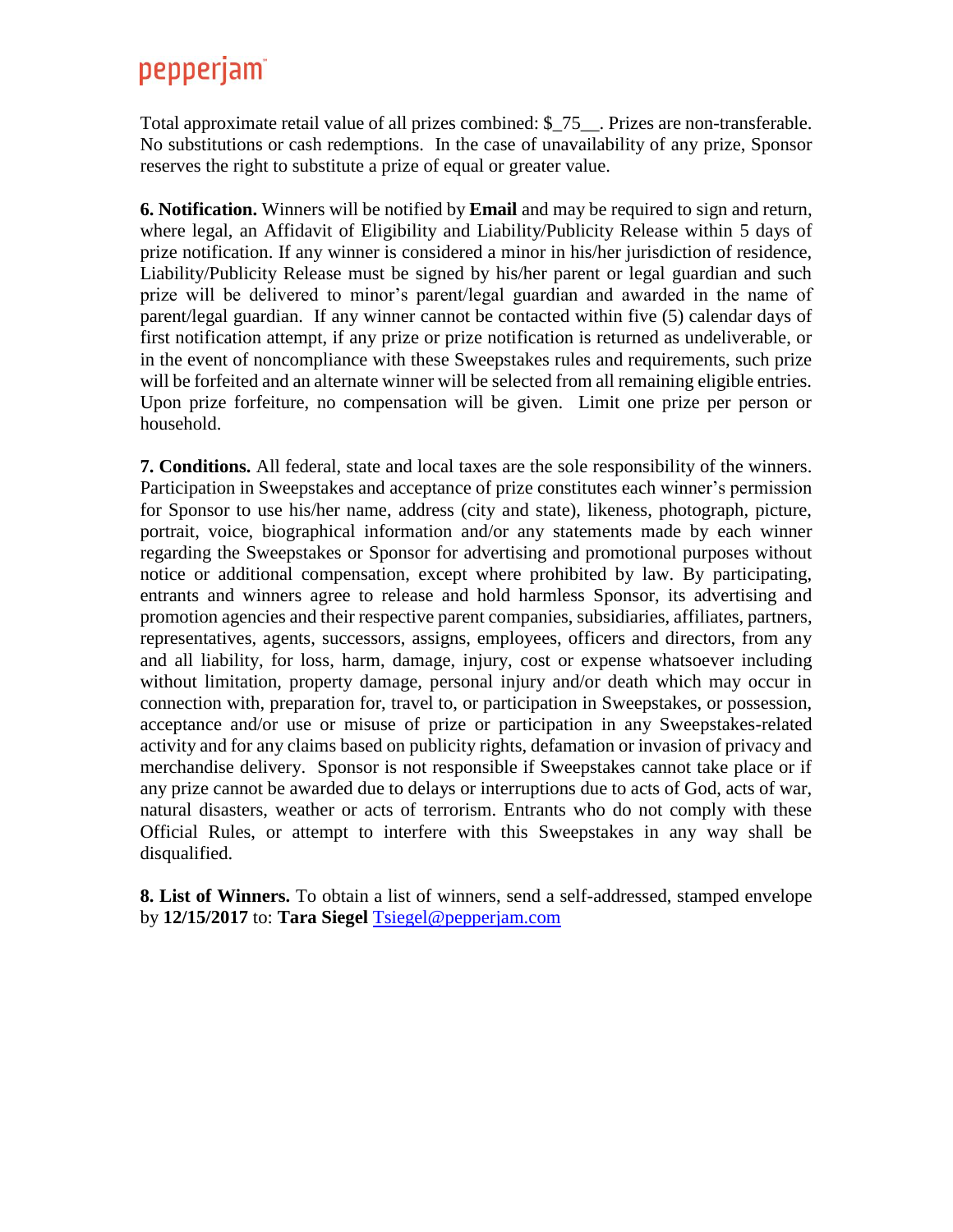Total approximate retail value of all prizes combined: $_75__. Prizes are non-transferable. No substitutions or cash redemptions. In the case of unavailability of any prize, Sponsor reserves the right to substitute a prize of equal or greater value.

**6. Notification.** Winners will be notified by **Email** and may be required to sign and return, where legal, an Affidavit of Eligibility and Liability/Publicity Release within 5 days of prize notification. If any winner is considered a minor in his/her jurisdiction of residence, Liability/Publicity Release must be signed by his/her parent or legal guardian and such prize will be delivered to minor's parent/legal guardian and awarded in the name of parent/legal guardian. If any winner cannot be contacted within five (5) calendar days of first notification attempt, if any prize or prize notification is returned as undeliverable, or in the event of noncompliance with these Sweepstakes rules and requirements, such prize will be forfeited and an alternate winner will be selected from all remaining eligible entries. Upon prize forfeiture, no compensation will be given. Limit one prize per person or household.

**7. Conditions.** All federal, state and local taxes are the sole responsibility of the winners. Participation in Sweepstakes and acceptance of prize constitutes each winner's permission for Sponsor to use his/her name, address (city and state), likeness, photograph, picture, portrait, voice, biographical information and/or any statements made by each winner regarding the Sweepstakes or Sponsor for advertising and promotional purposes without notice or additional compensation, except where prohibited by law. By participating, entrants and winners agree to release and hold harmless Sponsor, its advertising and promotion agencies and their respective parent companies, subsidiaries, affiliates, partners, representatives, agents, successors, assigns, employees, officers and directors, from any and all liability, for loss, harm, damage, injury, cost or expense whatsoever including without limitation, property damage, personal injury and/or death which may occur in connection with, preparation for, travel to, or participation in Sweepstakes, or possession, acceptance and/or use or misuse of prize or participation in any Sweepstakes-related activity and for any claims based on publicity rights, defamation or invasion of privacy and merchandise delivery. Sponsor is not responsible if Sweepstakes cannot take place or if any prize cannot be awarded due to delays or interruptions due to acts of God, acts of war, natural disasters, weather or acts of terrorism. Entrants who do not comply with these Official Rules, or attempt to interfere with this Sweepstakes in any way shall be disqualified.

**8. List of Winners.** To obtain a list of winners, send a self-addressed, stamped envelope by **12/15/2017** to: **Tara Siegel** Tsiegel@pepperjam.com